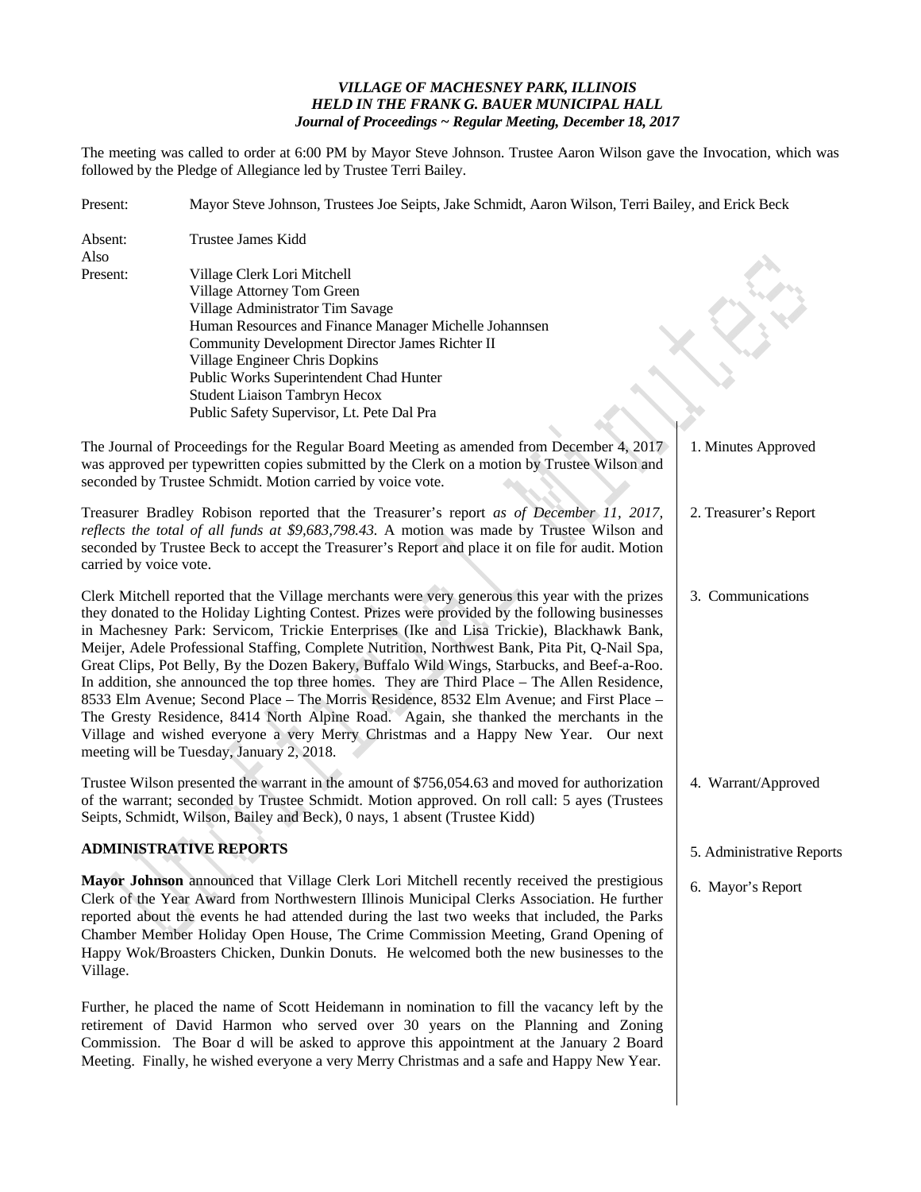*VILLAGE OF MACHESNEY PARK, ILLINOIS*
*HELD IN THE FRANK G. BAUER MUNICIPAL HALL*
*Journal of Proceedings ~ Regular Meeting, December 18, 2017*

The meeting was called to order at 6:00 PM by Mayor Steve Johnson. Trustee Aaron Wilson gave the Invocation, which was followed by the Pledge of Allegiance led by Trustee Terri Bailey.

Present: Mayor Steve Johnson, Trustees Joe Seipts, Jake Schmidt, Aaron Wilson, Terri Bailey, and Erick Beck

Absent: Trustee James Kidd

Also Present:
Village Clerk Lori Mitchell
Village Attorney Tom Green
Village Administrator Tim Savage
Human Resources and Finance Manager Michelle Johannsen
Community Development Director James Richter II
Village Engineer Chris Dopkins
Public Works Superintendent Chad Hunter
Student Liaison Tambryn Hecox
Public Safety Supervisor, Lt. Pete Dal Pra

**1. Minutes Approved**

The Journal of Proceedings for the Regular Board Meeting as amended from December 4, 2017 was approved per typewritten copies submitted by the Clerk on a motion by Trustee Wilson and seconded by Trustee Schmidt. Motion carried by voice vote.

**2. Treasurer's Report**

Treasurer Bradley Robison reported that the Treasurer's report *as of December 11, 2017, reflects the total of all funds at $9,683,798.43.* A motion was made by Trustee Wilson and seconded by Trustee Beck to accept the Treasurer's Report and place it on file for audit. Motion carried by voice vote.

**3. Communications**

Clerk Mitchell reported that the Village merchants were very generous this year with the prizes they donated to the Holiday Lighting Contest. Prizes were provided by the following businesses in Machesney Park: Servicom, Trickie Enterprises (Ike and Lisa Trickie), Blackhawk Bank, Meijer, Adele Professional Staffing, Complete Nutrition, Northwest Bank, Pita Pit, Q-Nail Spa, Great Clips, Pot Belly, By the Dozen Bakery, Buffalo Wild Wings, Starbucks, and Beef-a-Roo. In addition, she announced the top three homes. They are Third Place – The Allen Residence, 8533 Elm Avenue; Second Place – The Morris Residence, 8532 Elm Avenue; and First Place – The Gresty Residence, 8414 North Alpine Road. Again, she thanked the merchants in the Village and wished everyone a very Merry Christmas and a Happy New Year. Our next meeting will be Tuesday, January 2, 2018.

**4. Warrant/Approved**

Trustee Wilson presented the warrant in the amount of $756,054.63 and moved for authorization of the warrant; seconded by Trustee Schmidt. Motion approved. On roll call: 5 ayes (Trustees Seipts, Schmidt, Wilson, Bailey and Beck), 0 nays, 1 absent (Trustee Kidd)

## ADMINISTRATIVE REPORTS

**5. Administrative Reports**

**6. Mayor's Report**

**Mayor Johnson** announced that Village Clerk Lori Mitchell recently received the prestigious Clerk of the Year Award from Northwestern Illinois Municipal Clerks Association. He further reported about the events he had attended during the last two weeks that included, the Parks Chamber Member Holiday Open House, The Crime Commission Meeting, Grand Opening of Happy Wok/Broasters Chicken, Dunkin Donuts. He welcomed both the new businesses to the Village.

Further, he placed the name of Scott Heidemann in nomination to fill the vacancy left by the retirement of David Harmon who served over 30 years on the Planning and Zoning Commission. The Boar d will be asked to approve this appointment at the January 2 Board Meeting. Finally, he wished everyone a very Merry Christmas and a safe and Happy New Year.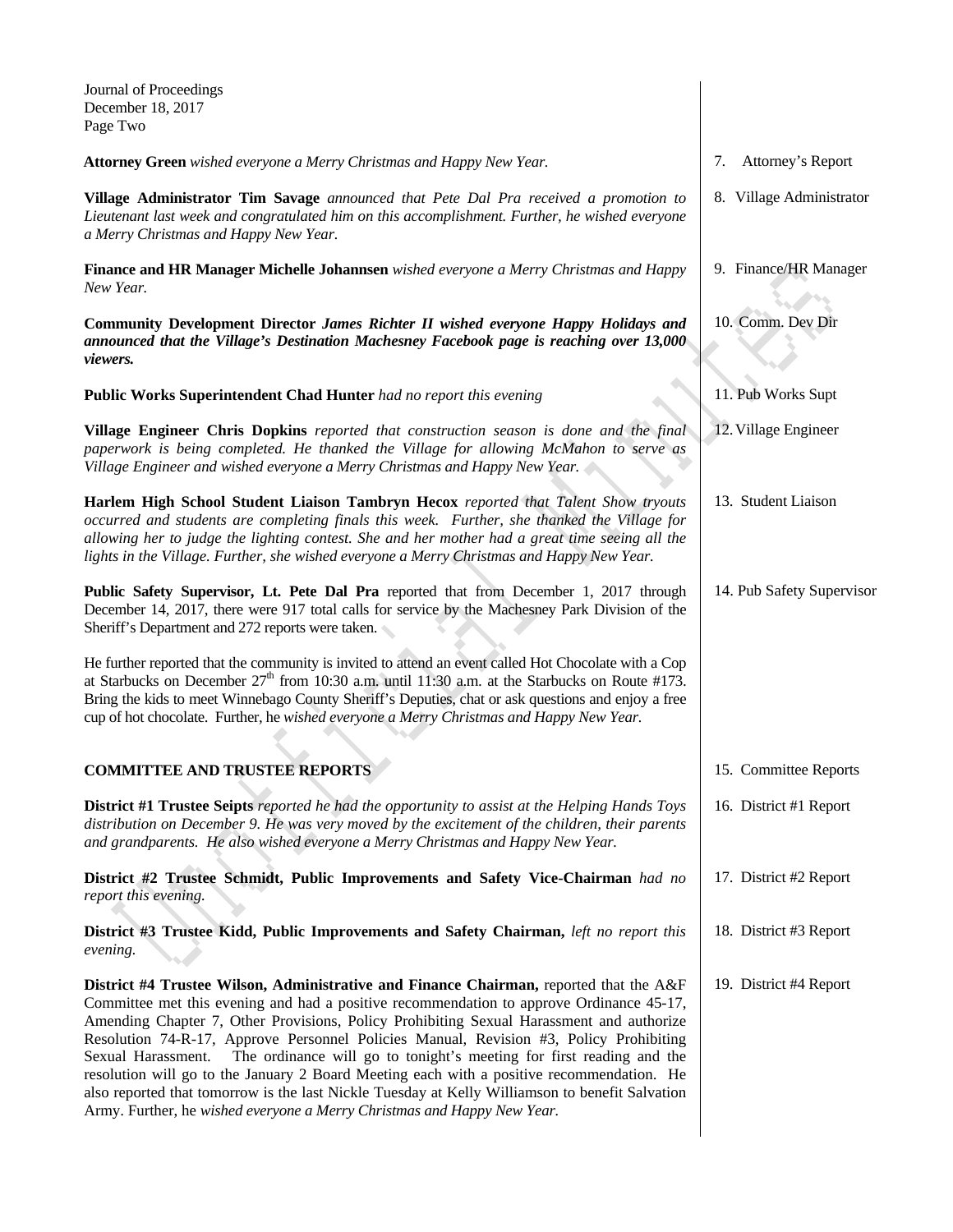**Attorney Green** *wished everyone a Merry Christmas and Happy New Year.*

7. Attorney's Report

**Village Administrator Tim Savage** *announced that Pete Dal Pra received a promotion to Lieutenant last week and congratulated him on this accomplishment. Further, he wished everyone a Merry Christmas and Happy New Year.*

8. Village Administrator

**Finance and HR Manager Michelle Johannsen** *wished everyone a Merry Christmas and Happy New Year.*

9. Finance/HR Manager

**Community Development Director** ***James Richter II wished everyone Happy Holidays and announced that the Village's Destination Machesney Facebook page is reaching over 13,000 viewers.***

10. Comm. Dev Dir

**Public Works Superintendent Chad Hunter** *had no report this evening*

11. Pub Works Supt

**Village Engineer Chris Dopkins** *reported that construction season is done and the final paperwork is being completed. He thanked the Village for allowing McMahon to serve as Village Engineer and wished everyone a Merry Christmas and Happy New Year.*

12. Village Engineer

**Harlem High School Student Liaison Tambryn Hecox** *reported that Talent Show tryouts occurred and students are completing finals this week. Further, she thanked the Village for allowing her to judge the lighting contest. She and her mother had a great time seeing all the lights in the Village. Further, she wished everyone a Merry Christmas and Happy New Year.*

13. Student Liaison

**Public Safety Supervisor, Lt. Pete Dal Pra** reported that from December 1, 2017 through December 14, 2017, there were 917 total calls for service by the Machesney Park Division of the Sheriff's Department and 272 reports were taken.

14. Pub Safety Supervisor

He further reported that the community is invited to attend an event called Hot Chocolate with a Cop at Starbucks on December 27th from 10:30 a.m. until 11:30 a.m. at the Starbucks on Route #173. Bring the kids to meet Winnebago County Sheriff's Deputies, chat or ask questions and enjoy a free cup of hot chocolate. Further, he *wished everyone a Merry Christmas and Happy New Year.*

## COMMITTEE AND TRUSTEE REPORTS

15. Committee Reports

**District #1 Trustee Seipts** *reported he had the opportunity to assist at the Helping Hands Toys distribution on December 9. He was very moved by the excitement of the children, their parents and grandparents. He also wished everyone a Merry Christmas and Happy New Year.*

16. District #1 Report

**District #2 Trustee Schmidt, Public Improvements and Safety Vice-Chairman** *had no report this evening.*

17. District #2 Report

**District #3 Trustee Kidd, Public Improvements and Safety Chairman,** *left no report this evening.*

18. District #3 Report

**District #4 Trustee Wilson, Administrative and Finance Chairman,** reported that the A&F Committee met this evening and had a positive recommendation to approve Ordinance 45-17, Amending Chapter 7, Other Provisions, Policy Prohibiting Sexual Harassment and authorize Resolution 74-R-17, Approve Personnel Policies Manual, Revision #3, Policy Prohibiting Sexual Harassment. The ordinance will go to tonight's meeting for first reading and the resolution will go to the January 2 Board Meeting each with a positive recommendation. He also reported that tomorrow is the last Nickle Tuesday at Kelly Williamson to benefit Salvation Army. Further, he *wished everyone a Merry Christmas and Happy New Year.*

19. District #4 Report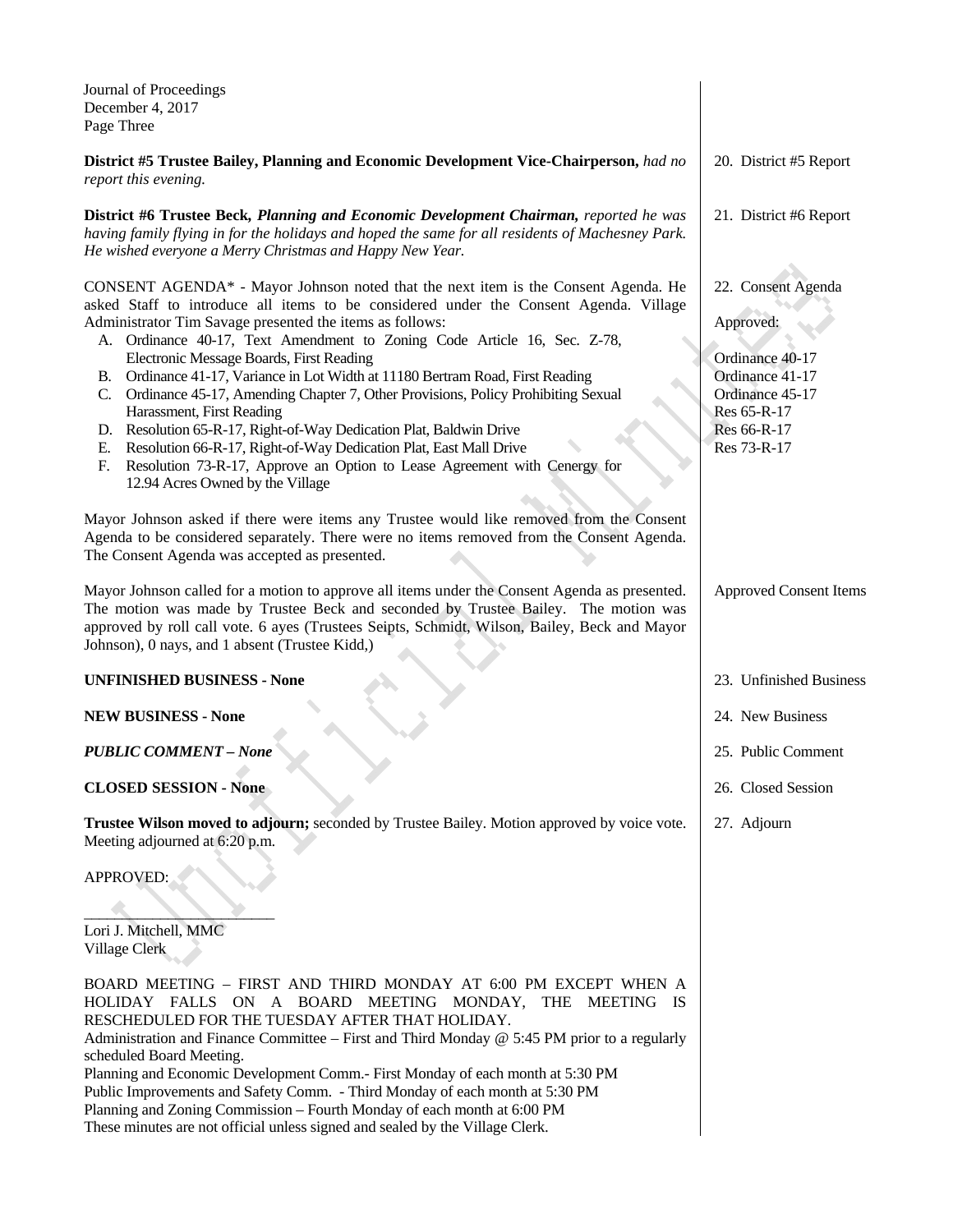Journal of Proceedings
December 4, 2017
Page Three

**District #5 Trustee Bailey, Planning and Economic Development Vice-Chairperson,** *had no report this evening.*

20. District #5 Report

**District #6 Trustee Beck,** ***Planning and Economic Development Chairman,*** *reported he was having family flying in for the holidays and hoped the same for all residents of Machesney Park. He wished everyone a Merry Christmas and Happy New Year.*

21. District #6 Report

CONSENT AGENDA* - Mayor Johnson noted that the next item is the Consent Agenda. He asked Staff to introduce all items to be considered under the Consent Agenda. Village Administrator Tim Savage presented the items as follows:

A. Ordinance 40-17, Text Amendment to Zoning Code Article 16, Sec. Z-78, Electronic Message Boards, First Reading
B. Ordinance 41-17, Variance in Lot Width at 11180 Bertram Road, First Reading
C. Ordinance 45-17, Amending Chapter 7, Other Provisions, Policy Prohibiting Sexual Harassment, First Reading
D. Resolution 65-R-17, Right-of-Way Dedication Plat, Baldwin Drive
E. Resolution 66-R-17, Right-of-Way Dedication Plat, East Mall Drive
F. Resolution 73-R-17, Approve an Option to Lease Agreement with Cenergy for 12.94 Acres Owned by the Village

22. Consent Agenda

Approved:

Ordinance 40-17
Ordinance 41-17
Ordinance 45-17
Res 65-R-17
Res 66-R-17
Res 73-R-17

Mayor Johnson asked if there were items any Trustee would like removed from the Consent Agenda to be considered separately. There were no items removed from the Consent Agenda. The Consent Agenda was accepted as presented.

Mayor Johnson called for a motion to approve all items under the Consent Agenda as presented. The motion was made by Trustee Beck and seconded by Trustee Bailey. The motion was approved by roll call vote. 6 ayes (Trustees Seipts, Schmidt, Wilson, Bailey, Beck and Mayor Johnson), 0 nays, and 1 absent (Trustee Kidd,)

Approved Consent Items

**UNFINISHED BUSINESS - None**

23. Unfinished Business

**NEW BUSINESS - None**

24. New Business

***PUBLIC COMMENT – None***

25. Public Comment

**CLOSED SESSION - None**

26. Closed Session

**Trustee Wilson moved to adjourn;** seconded by Trustee Bailey. Motion approved by voice vote. Meeting adjourned at 6:20 p.m.

27. Adjourn

APPROVED:

\_\_\_\_\_\_\_\_\_\_\_\_\_\_\_\_\_\_\_\_\_\_\_\_\_\_
Lori J. Mitchell, MMC
Village Clerk

BOARD MEETING – FIRST AND THIRD MONDAY AT 6:00 PM EXCEPT WHEN A HOLIDAY FALLS ON A BOARD MEETING MONDAY, THE MEETING IS RESCHEDULED FOR THE TUESDAY AFTER THAT HOLIDAY.
Administration and Finance Committee – First and Third Monday @ 5:45 PM prior to a regularly scheduled Board Meeting.
Planning and Economic Development Comm.- First Monday of each month at 5:30 PM
Public Improvements and Safety Comm. - Third Monday of each month at 5:30 PM
Planning and Zoning Commission – Fourth Monday of each month at 6:00 PM
These minutes are not official unless signed and sealed by the Village Clerk.